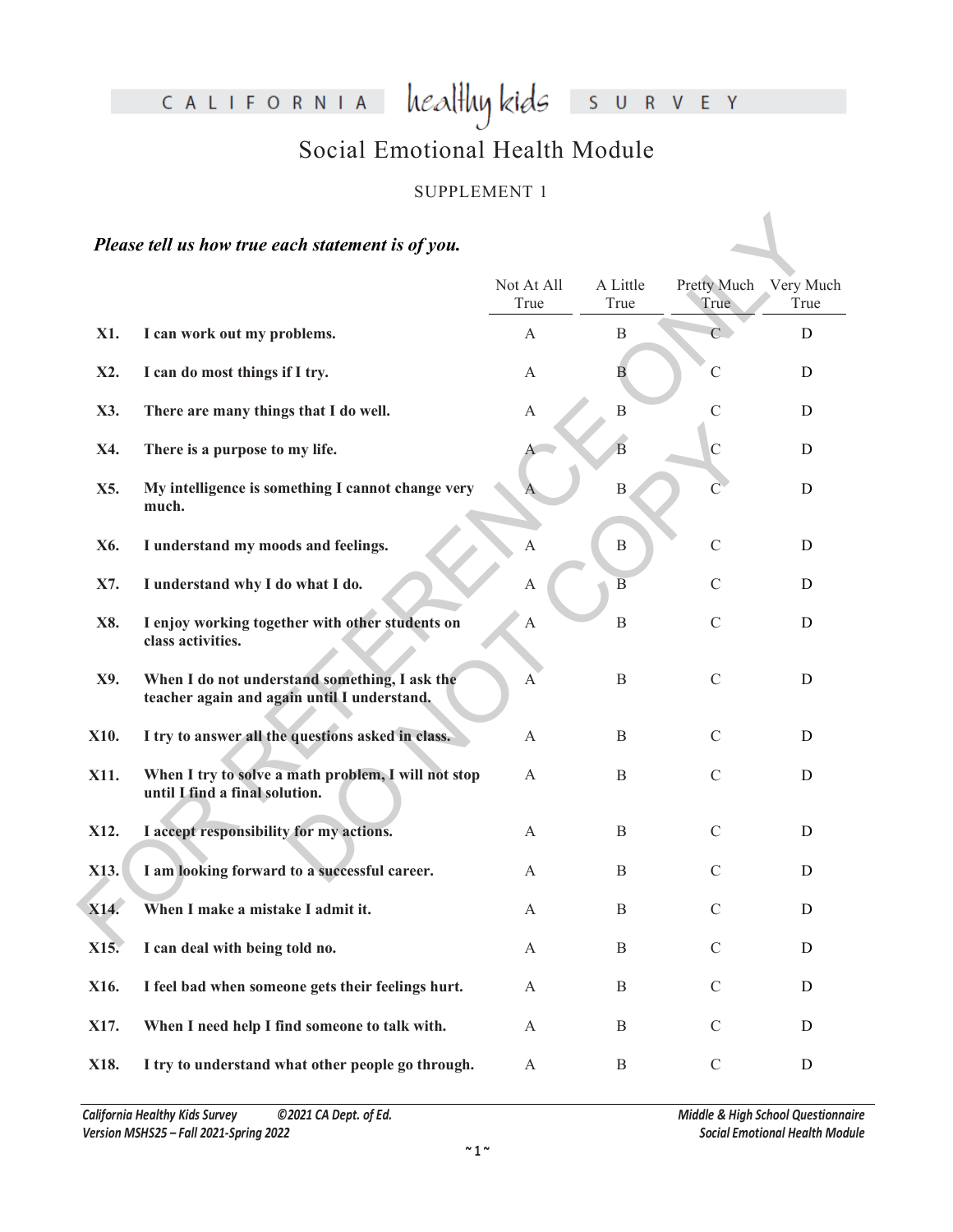# CALIFORNIA healthy kids SURVEY

## Social Emotional Health Module

SUPPLEMENT 1

***Please tell us how true each statement is of you.***

| | | Not At All True | A Little True | Pretty Much True | Very Much True |
|---|---|---|---|---|---|
| **X1.** | **I can work out my problems.** | A | B | C | D |
| **X2.** | **I can do most things if I try.** | A | B | C | D |
| **X3.** | **There are many things that I do well.** | A | B | C | D |
| **X4.** | **There is a purpose to my life.** | A | B | C | D |
| **X5.** | **My intelligence is something I cannot change very much.** | A | B | C | D |
| **X6.** | **I understand my moods and feelings.** | A | B | C | D |
| **X7.** | **I understand why I do what I do.** | A | B | C | D |
| **X8.** | **I enjoy working together with other students on class activities.** | A | B | C | D |
| **X9.** | **When I do not understand something, I ask the teacher again and again until I understand.** | A | B | C | D |
| **X10.** | **I try to answer all the questions asked in class.** | A | B | C | D |
| **X11.** | **When I try to solve a math problem, I will not stop until I find a final solution.** | A | B | C | D |
| **X12.** | **I accept responsibility for my actions.** | A | B | C | D |
| **X13.** | **I am looking forward to a successful career.** | A | B | C | D |
| **X14.** | **When I make a mistake I admit it.** | A | B | C | D |
| **X15.** | **I can deal with being told no.** | A | B | C | D |
| **X16.** | **I feel bad when someone gets their feelings hurt.** | A | B | C | D |
| **X17.** | **When I need help I find someone to talk with.** | A | B | C | D |
| **X18.** | **I try to understand what other people go through.** | A | B | C | D |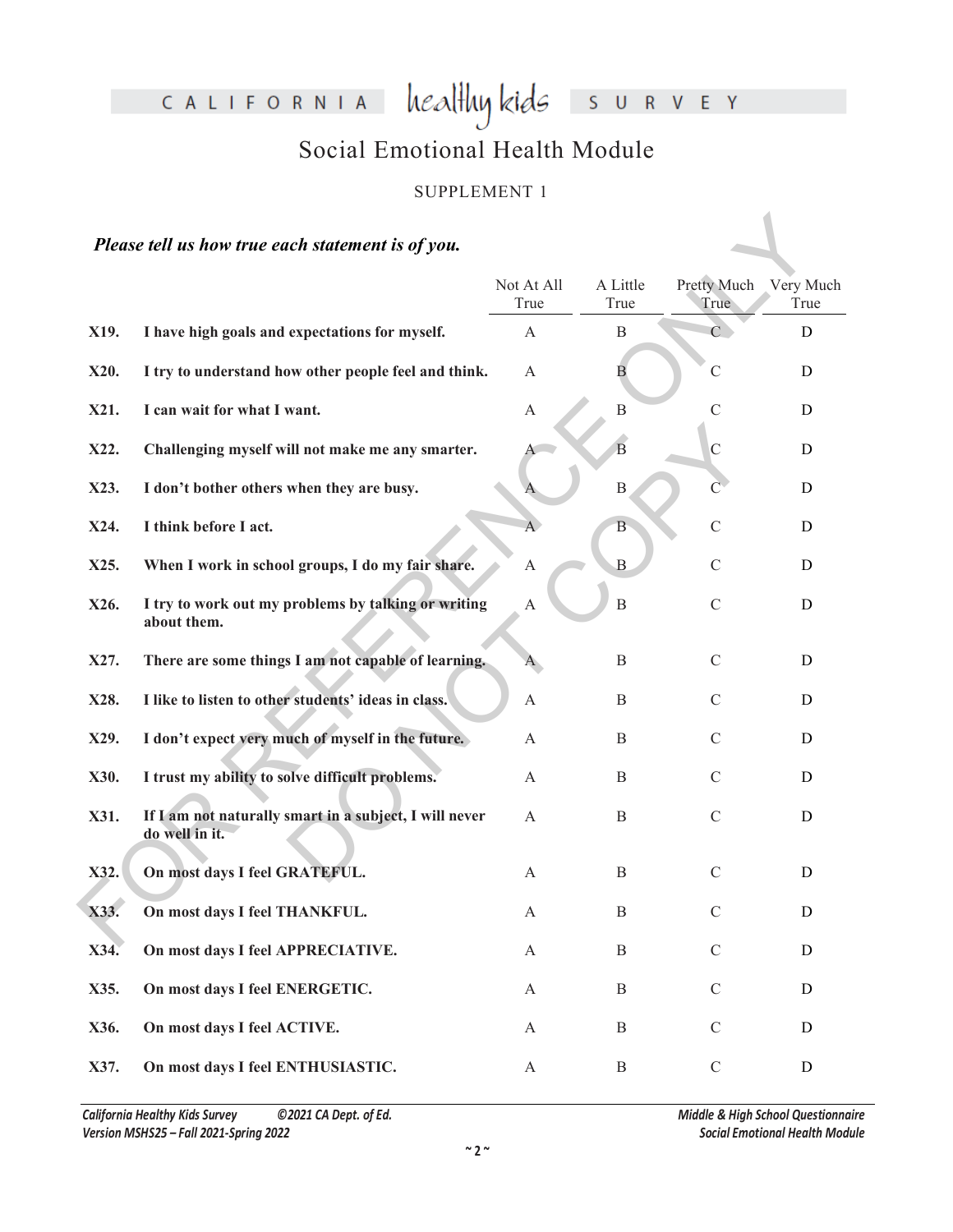# Social Emotional Health Module

SUPPLEMENT 1

***Please tell us how true each statement is of you.***

| | | Not At All True | A Little True | Pretty Much True | Very Much True |
|---|---|---|---|---|---|
| **X19.** | **I have high goals and expectations for myself.** | A | B | C | D |
| **X20.** | **I try to understand how other people feel and think.** | A | B | C | D |
| **X21.** | **I can wait for what I want.** | A | B | C | D |
| **X22.** | **Challenging myself will not make me any smarter.** | A | B | C | D |
| **X23.** | **I don't bother others when they are busy.** | A | B | C | D |
| **X24.** | **I think before I act.** | A | B | C | D |
| **X25.** | **When I work in school groups, I do my fair share.** | A | B | C | D |
| **X26.** | **I try to work out my problems by talking or writing about them.** | A | B | C | D |
| **X27.** | **There are some things I am not capable of learning.** | A | B | C | D |
| **X28.** | **I like to listen to other students' ideas in class.** | A | B | C | D |
| **X29.** | **I don't expect very much of myself in the future.** | A | B | C | D |
| **X30.** | **I trust my ability to solve difficult problems.** | A | B | C | D |
| **X31.** | **If I am not naturally smart in a subject, I will never do well in it.** | A | B | C | D |
| **X32.** | **On most days I feel GRATEFUL.** | A | B | C | D |
| **X33.** | **On most days I feel THANKFUL.** | A | B | C | D |
| **X34.** | **On most days I feel APPRECIATIVE.** | A | B | C | D |
| **X35.** | **On most days I feel ENERGETIC.** | A | B | C | D |
| **X36.** | **On most days I feel ACTIVE.** | A | B | C | D |
| **X37.** | **On most days I feel ENTHUSIASTIC.** | A | B | C | D |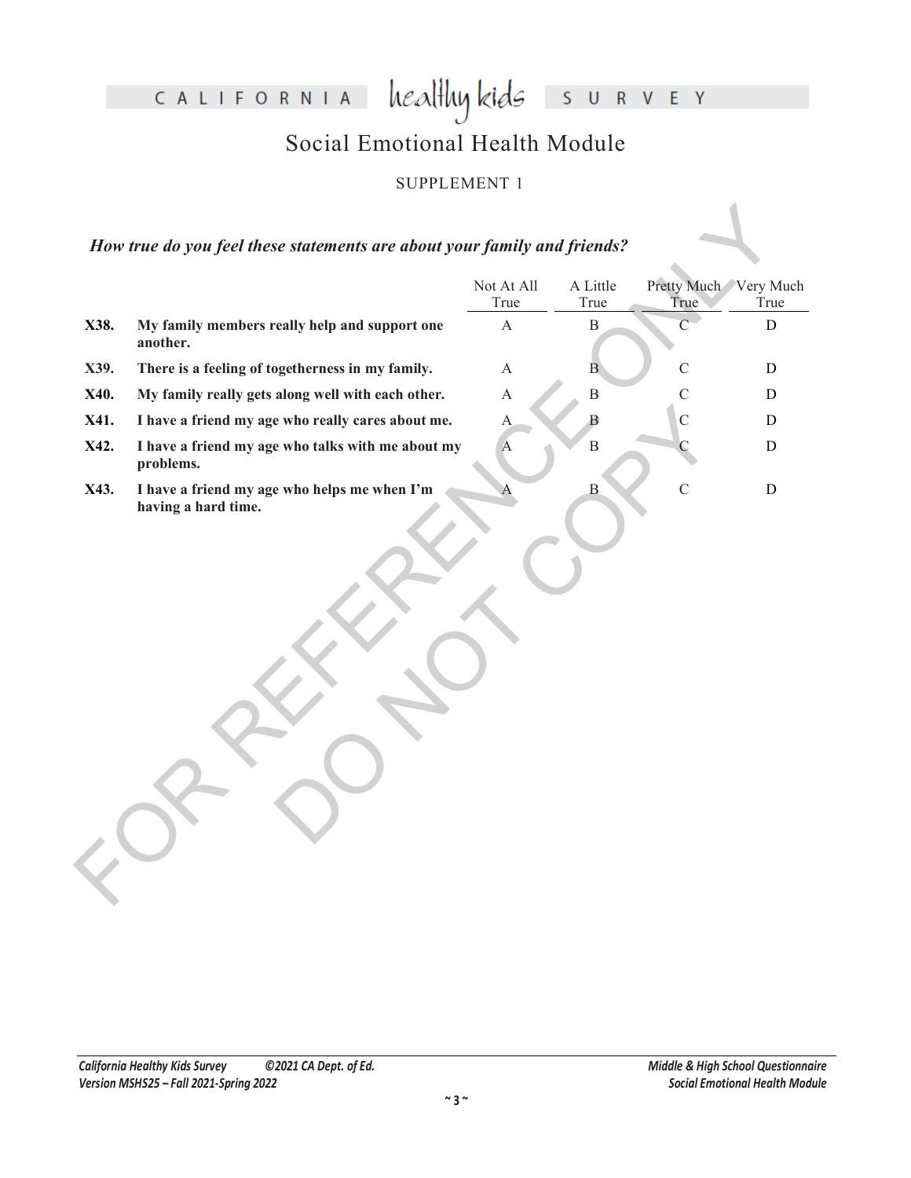# Social Emotional Health Module

SUPPLEMENT 1

***How true do you feel these statements are about your family and friends?***

| | | Not At All True | A Little True | Pretty Much True | Very Much True |
|---|---|---|---|---|---|
| **X38.** | **My family members really help and support one another.** | A | B | C | D |
| **X39.** | **There is a feeling of togetherness in my family.** | A | B | C | D |
| **X40.** | **My family really gets along well with each other.** | A | B | C | D |
| **X41.** | **I have a friend my age who really cares about me.** | A | B | C | D |
| **X42.** | **I have a friend my age who talks with me about my problems.** | A | B | C | D |
| **X43.** | **I have a friend my age who helps me when I'm having a hard time.** | A | B | C | D |

FOR REFERENCE ONLY

DO NOT COPY